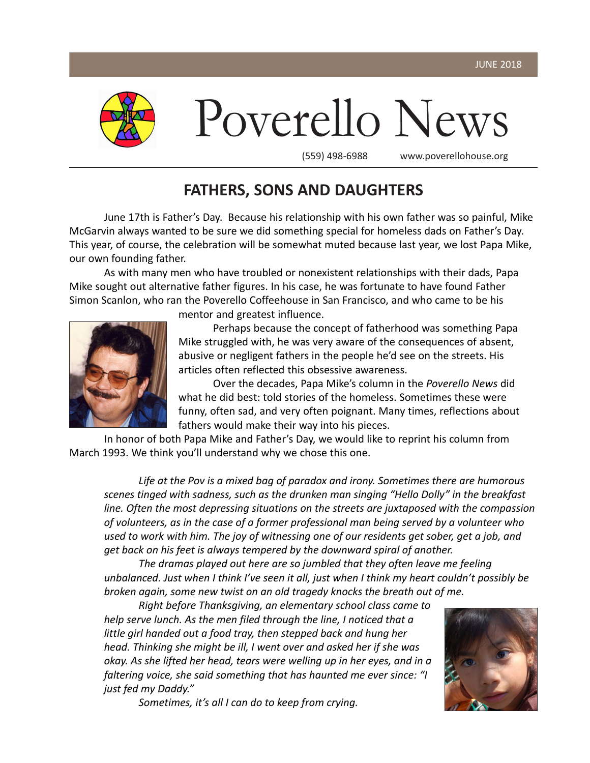JUNE 2018

# Poverello News

(559) 498-6988 www.poverellohouse.org

## FATHERS, SONS AND DAUGHTERS

June 17th is Father's Day. Because his relationship with his own father was so painful, Mike McGarvin always wanted to be sure we did something special for homeless dads on Father's Day. This year, of course, the celebration will be somewhat muted because last year, we lost Papa Mike, our own founding father.

As with many men who have troubled or nonexistent relationships with their dads, Papa Mike sought out alternative father figures. In his case, he was fortunate to have found Father Simon Scanlon, who ran the Poverello Coffeehouse in San Francisco, and who came to be his mentor and greatest influence.

Perhaps because the concept of fatherhood was something Papa Mike struggled with, he was very aware of the consequences of absent, abusive or negligent fathers in the people he'd see on the streets. His articles often reflected this obsessive awareness.

Over the decades, Papa Mike's column in the *Poverello News* did what he did best: told stories of the homeless. Sometimes these were funny, often sad, and very often poignant. Many times, reflections about fathers would make their way into his pieces.

In honor of both Papa Mike and Father's Day, we would like to reprint his column from March 1993. We think you'll understand why we chose this one.

*Life at the Pov is a mixed bag of paradox and irony. Sometimes there are humorous scenes tinged with sadness, such as the drunken man singing "Hello Dolly" in the breakfast line. Often the most depressing situations on the streets are juxtaposed with the compassion of volunteers, as in the case of a former professional man being served by a volunteer who used to work with him. The joy of witnessing one of our residents get sober, get a job, and get back on his feet is always tempered by the downward spiral of another.*

*The dramas played out here are so jumbled that they often leave me feeling unbalanced. Just when I think I've seen it all, just when I think my heart couldn't possibly be broken again, some new twist on an old tragedy knocks the breath out of me.*

*Right before Thanksgiving, an elementary school class came to help serve lunch. As the men filed through the line, I noticed that a little girl handed out a food tray, then stepped back and hung her head. Thinking she might be ill, I went over and asked her if she was okay. As she lifted her head, tears were welling up in her eyes, and in a faltering voice, she said something that has haunted me ever since: "I just fed my Daddy."*

*Sometimes, it's all I can do to keep from crying.*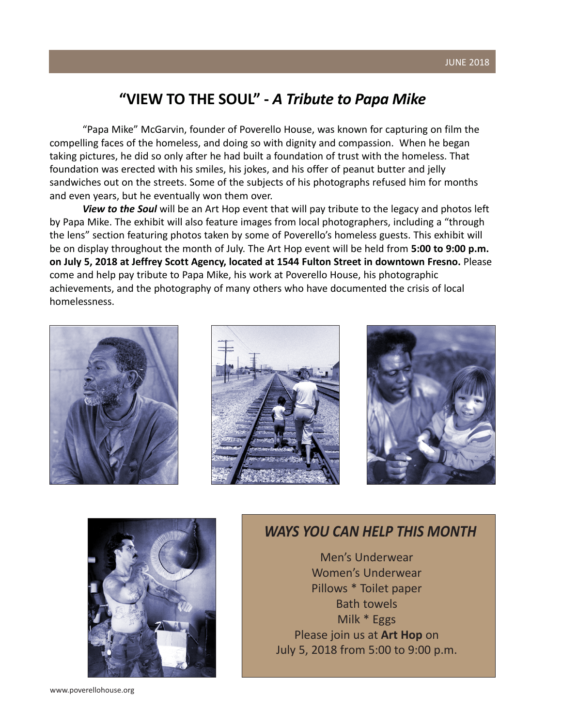# "VIEW TO THE SOUL" - *A Tribute to Papa Mike*

"Papa Mike" McGarvin, founder of Poverello House, was known for capturing on film the compelling faces of the homeless, and doing so with dignity and compassion. When he began taking pictures, he did so only after he had built a foundation of trust with the homeless. That foundation was erected with his smiles, his jokes, and his offer of peanut butter and jelly sandwiches out on the streets. Some of the subjects of his photographs refused him for months and even years, but he eventually won them over.

***View to the Soul*** will be an Art Hop event that will pay tribute to the legacy and photos left by Papa Mike. The exhibit will also feature images from local photographers, including a "through the lens" section featuring photos taken by some of Poverello's homeless guests. This exhibit will be on display throughout the month of July. The Art Hop event will be held from **5:00 to 9:00 p.m. on July 5, 2018 at Jeffrey Scott Agency, located at 1544 Fulton Street in downtown Fresno.** Please come and help pay tribute to Papa Mike, his work at Poverello House, his photographic achievements, and the photography of many others who have documented the crisis of local homelessness.

## *WAYS YOU CAN HELP THIS MONTH*

Men's Underwear
Women's Underwear
Pillows * Toilet paper
Bath towels
Milk * Eggs
Please join us at **Art Hop** on
July 5, 2018 from 5:00 to 9:00 p.m.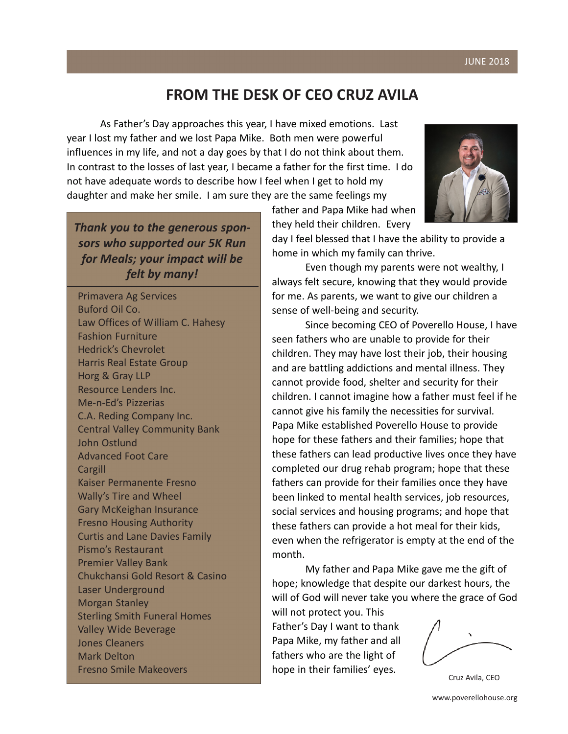JUNE 2018

## FROM THE DESK OF CEO CRUZ AVILA

As Father's Day approaches this year, I have mixed emotions. Last year I lost my father and we lost Papa Mike. Both men were powerful influences in my life, and not a day goes by that I do not think about them. In contrast to the losses of last year, I became a father for the first time. I do not have adequate words to describe how I feel when I get to hold my daughter and make her smile. I am sure they are the same feelings my father and Papa Mike had when they held their children. Every day I feel blessed that I have the ability to provide a home in which my family can thrive.

Even though my parents were not wealthy, I always felt secure, knowing that they would provide for me. As parents, we want to give our children a sense of well-being and security.

Since becoming CEO of Poverello House, I have seen fathers who are unable to provide for their children. They may have lost their job, their housing and are battling addictions and mental illness. They cannot provide food, shelter and security for their children. I cannot imagine how a father must feel if he cannot give his family the necessities for survival. Papa Mike established Poverello House to provide hope for these fathers and their families; hope that these fathers can lead productive lives once they have completed our drug rehab program; hope that these fathers can provide for their families once they have been linked to mental health services, job resources, social services and housing programs; and hope that these fathers can provide a hot meal for their kids, even when the refrigerator is empty at the end of the month.

My father and Papa Mike gave me the gift of hope; knowledge that despite our darkest hours, the will of God will never take you where the grace of God will not protect you. This Father's Day I want to thank Papa Mike, my father and all fathers who are the light of hope in their families' eyes.

Cruz Avila, CEO

***Thank you to the generous sponsors who supported our 5K Run for Meals; your impact will be felt by many!***

- Primavera Ag Services
- Buford Oil Co.
- Law Offices of William C. Hahesy
- Fashion Furniture
- Hedrick's Chevrolet
- Harris Real Estate Group
- Horg & Gray LLP
- Resource Lenders Inc.
- Me-n-Ed's Pizzerias
- C.A. Reding Company Inc.
- Central Valley Community Bank
- John Ostlund
- Advanced Foot Care
- Cargill
- Kaiser Permanente Fresno
- Wally's Tire and Wheel
- Gary McKeighan Insurance
- Fresno Housing Authority
- Curtis and Lane Davies Family
- Pismo's Restaurant
- Premier Valley Bank
- Chukchansi Gold Resort & Casino
- Laser Underground
- Morgan Stanley
- Sterling Smith Funeral Homes
- Valley Wide Beverage
- Jones Cleaners
- Mark Delton
- Fresno Smile Makeovers

www.poverellohouse.org